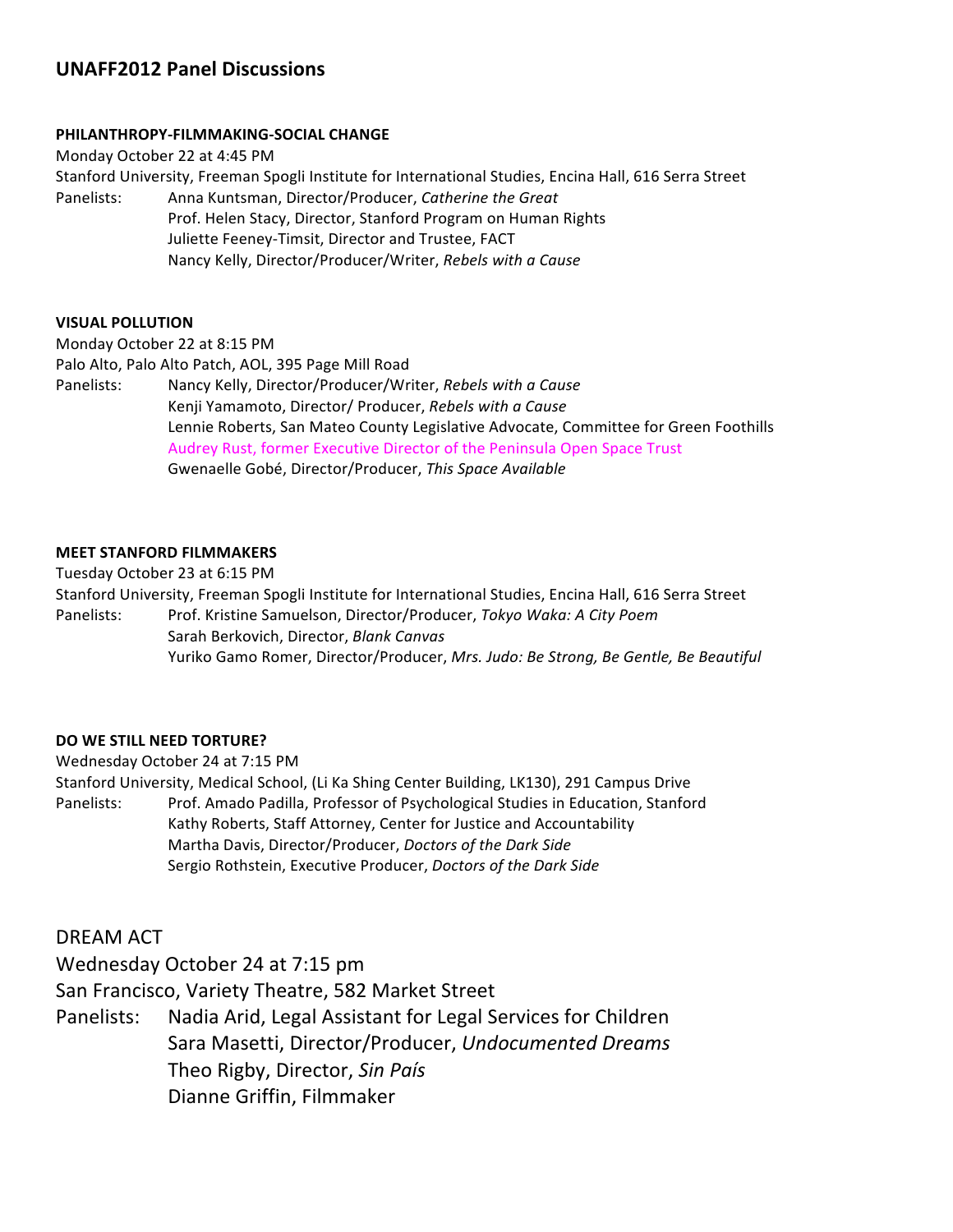# UNAFF2012 Panel Discussions

### PHILANTHROPY-FILMMAKING-SOCIAL CHANGE

Monday October 22 at 4:45 PM
Stanford University, Freeman Spogli Institute for International Studies, Encina Hall, 616 Serra Street
Panelists:
- Anna Kuntsman, Director/Producer, *Catherine the Great*
- Prof. Helen Stacy, Director, Stanford Program on Human Rights
- Juliette Feeney-Timsit, Director and Trustee, FACT
- Nancy Kelly, Director/Producer/Writer, *Rebels with a Cause*

### VISUAL POLLUTION

Monday October 22 at 8:15 PM
Palo Alto, Palo Alto Patch, AOL, 395 Page Mill Road
Panelists:
- Nancy Kelly, Director/Producer/Writer, *Rebels with a Cause*
- Kenji Yamamoto, Director/ Producer, *Rebels with a Cause*
- Lennie Roberts, San Mateo County Legislative Advocate, Committee for Green Foothills
- Audrey Rust, former Executive Director of the Peninsula Open Space Trust
- Gwenaelle Gobé, Director/Producer, *This Space Available*

### MEET STANFORD FILMMAKERS

Tuesday October 23 at 6:15 PM
Stanford University, Freeman Spogli Institute for International Studies, Encina Hall, 616 Serra Street
Panelists:
- Prof. Kristine Samuelson, Director/Producer, *Tokyo Waka: A City Poem*
- Sarah Berkovich, Director, *Blank Canvas*
- Yuriko Gamo Romer, Director/Producer, *Mrs. Judo: Be Strong, Be Gentle, Be Beautiful*

### DO WE STILL NEED TORTURE?

Wednesday October 24 at 7:15 PM
Stanford University, Medical School, (Li Ka Shing Center Building, LK130), 291 Campus Drive
Panelists:
- Prof. Amado Padilla, Professor of Psychological Studies in Education, Stanford
- Kathy Roberts, Staff Attorney, Center for Justice and Accountability
- Martha Davis, Director/Producer, *Doctors of the Dark Side*
- Sergio Rothstein, Executive Producer, *Doctors of the Dark Side*

### DREAM ACT

Wednesday October 24 at 7:15 pm
San Francisco, Variety Theatre, 582 Market Street
Panelists:
- Nadia Arid, Legal Assistant for Legal Services for Children
- Sara Masetti, Director/Producer, *Undocumented Dreams*
- Theo Rigby, Director, *Sin País*
- Dianne Griffin, Filmmaker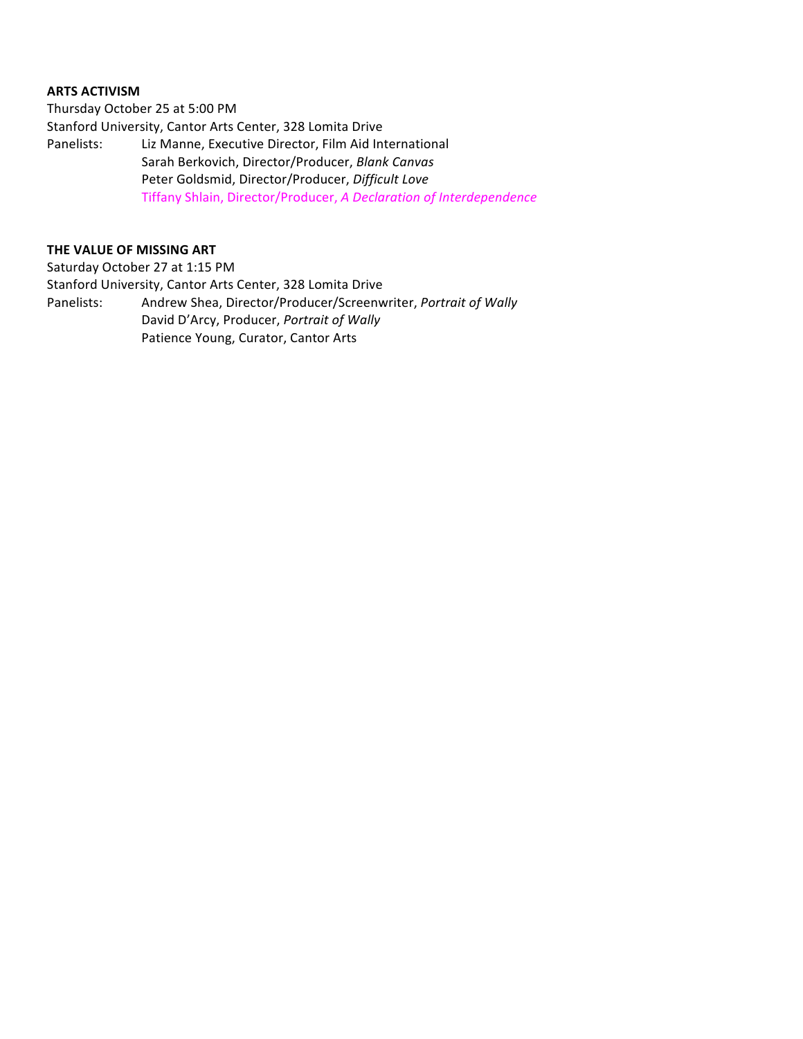**ARTS ACTIVISM**

Thursday October 25 at 5:00 PM
Stanford University, Cantor Arts Center, 328 Lomita Drive
Panelists: Liz Manne, Executive Director, Film Aid International
Sarah Berkovich, Director/Producer, *Blank Canvas*
Peter Goldsmid, Director/Producer, *Difficult Love*
Tiffany Shlain, Director/Producer, *A Declaration of Interdependence*

**THE VALUE OF MISSING ART**

Saturday October 27 at 1:15 PM
Stanford University, Cantor Arts Center, 328 Lomita Drive
Panelists: Andrew Shea, Director/Producer/Screenwriter, *Portrait of Wally*
David D'Arcy, Producer, *Portrait of Wally*
Patience Young, Curator, Cantor Arts